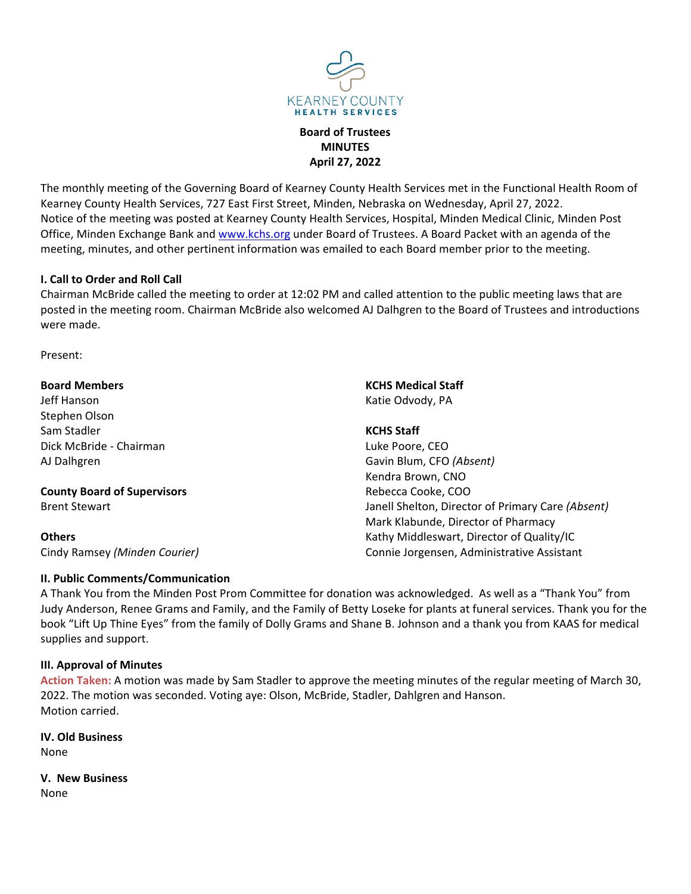KEARNEY COUNTY
HEALTH SERVICES

**Board of Trustees**
**MINUTES**
**April 27, 2022**

The monthly meeting of the Governing Board of Kearney County Health Services met in the Functional Health Room of Kearney County Health Services, 727 East First Street, Minden, Nebraska on Wednesday, April 27, 2022. Notice of the meeting was posted at Kearney County Health Services, Hospital, Minden Medical Clinic, Minden Post Office, Minden Exchange Bank and www.kchs.org under Board of Trustees. A Board Packet with an agenda of the meeting, minutes, and other pertinent information was emailed to each Board member prior to the meeting.

### I. Call to Order and Roll Call

Chairman McBride called the meeting to order at 12:02 PM and called attention to the public meeting laws that are posted in the meeting room. Chairman McBride also welcomed AJ Dalhgren to the Board of Trustees and introductions were made.

Present:

**Board Members**
Jeff Hanson
Stephen Olson
Sam Stadler
Dick McBride - Chairman
AJ Dalhgren

**County Board of Supervisors**
Brent Stewart

**Others**
Cindy Ramsey *(Minden Courier)*

**KCHS Medical Staff**
Katie Odvody, PA

**KCHS Staff**
Luke Poore, CEO
Gavin Blum, CFO *(Absent)*
Kendra Brown, CNO
Rebecca Cooke, COO
Janell Shelton, Director of Primary Care *(Absent)*
Mark Klabunde, Director of Pharmacy
Kathy Middleswart, Director of Quality/IC
Connie Jorgensen, Administrative Assistant

### II. Public Comments/Communication

A Thank You from the Minden Post Prom Committee for donation was acknowledged. As well as a "Thank You" from Judy Anderson, Renee Grams and Family, and the Family of Betty Loseke for plants at funeral services. Thank you for the book "Lift Up Thine Eyes" from the family of Dolly Grams and Shane B. Johnson and a thank you from KAAS for medical supplies and support.

### III. Approval of Minutes

**Action Taken:** A motion was made by Sam Stadler to approve the meeting minutes of the regular meeting of March 30, 2022. The motion was seconded. Voting aye: Olson, McBride, Stadler, Dahlgren and Hanson.
Motion carried.

### IV. Old Business

None

### V. New Business

None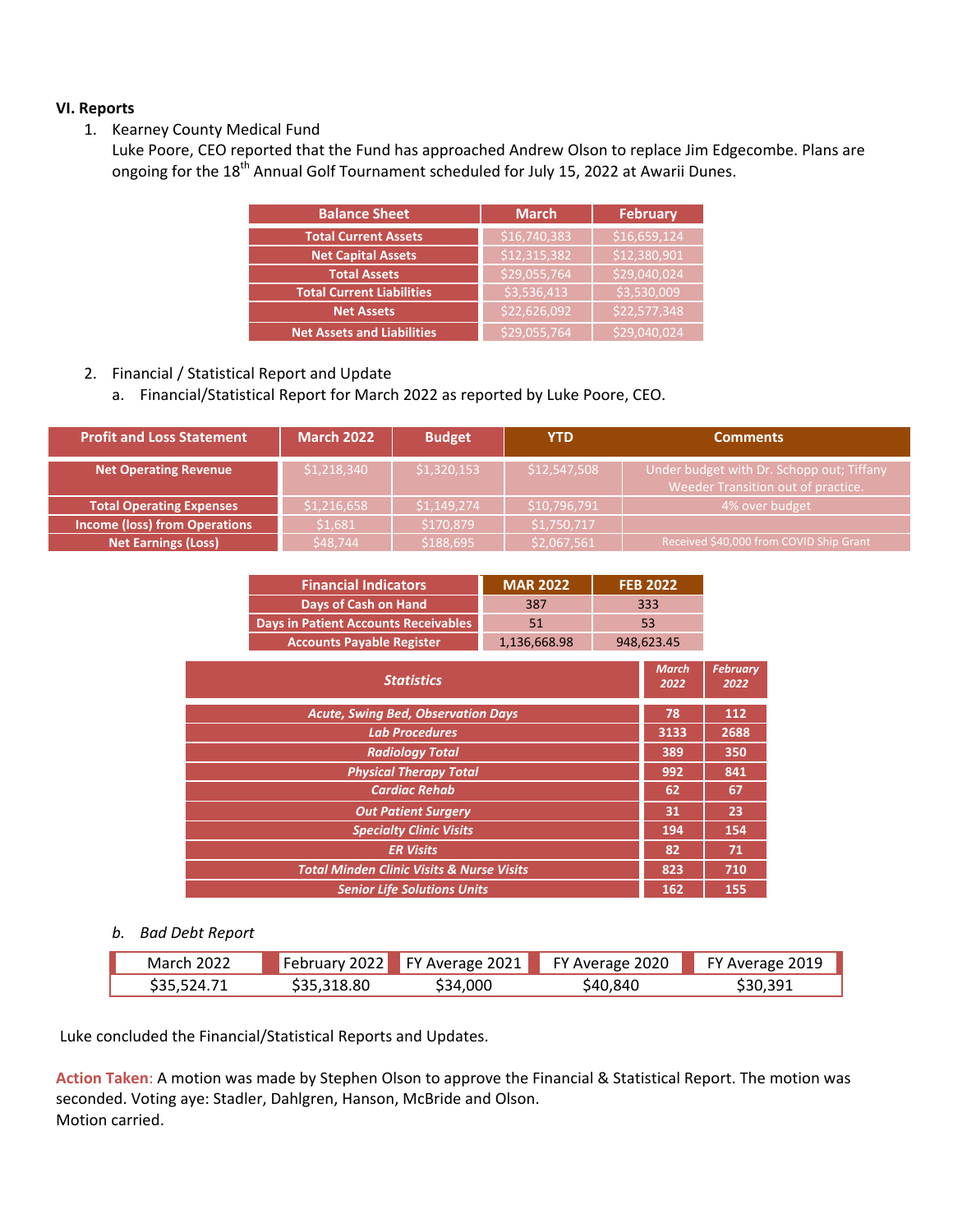**VI. Reports**

1. Kearney County Medical Fund
   Luke Poore, CEO reported that the Fund has approached Andrew Olson to replace Jim Edgecombe. Plans are ongoing for the 18th Annual Golf Tournament scheduled for July 15, 2022 at Awarii Dunes.

| Balance Sheet | March | February |
|---|---|---|
| Total Current Assets | $16,740,383 | $16,659,124 |
| Net Capital Assets | $12,315,382 | $12,380,901 |
| Total Assets | $29,055,764 | $29,040,024 |
| Total Current Liabilities | $3,536,413 | $3,530,009 |
| Net Assets | $22,626,092 | $22,577,348 |
| Net Assets and Liabilities | $29,055,764 | $29,040,024 |

2. Financial / Statistical Report and Update
   a. Financial/Statistical Report for March 2022 as reported by Luke Poore, CEO.

| Profit and Loss Statement | March 2022 | Budget | YTD | Comments |
|---|---|---|---|---|
| Net Operating Revenue | $1,218,340 | $1,320,153 | $12,547,508 | Under budget with Dr. Schopp out; Tiffany Weeder Transition out of practice. |
| Total Operating Expenses | $1,216,658 | $1,149,274 | $10,796,791 | 4% over budget |
| Income (loss) from Operations | $1,681 | $170,879 | $1,750,717 | |
| Net Earnings (Loss) | $48,744 | $188,695 | $2,067,561 | Received $40,000 from COVID Ship Grant |

| Financial Indicators | MAR 2022 | FEB 2022 |
|---|---|---|
| Days of Cash on Hand | 387 | 333 |
| Days in Patient Accounts Receivables | 51 | 53 |
| Accounts Payable Register | 1,136,668.98 | 948,623.45 |

| *Statistics* | *March 2022* | *February 2022* |
|---|---|---|
| *Acute, Swing Bed, Observation Days* | 78 | 112 |
| *Lab Procedures* | 3133 | 2688 |
| *Radiology Total* | 389 | 350 |
| *Physical Therapy Total* | 992 | 841 |
| *Cardiac Rehab* | 62 | 67 |
| *Out Patient Surgery* | 31 | 23 |
| *Specialty Clinic Visits* | 194 | 154 |
| *ER Visits* | 82 | 71 |
| *Total Minden Clinic Visits & Nurse Visits* | 823 | 710 |
| *Senior Life Solutions Units* | 162 | 155 |

   b. *Bad Debt Report*

| March 2022 | February 2022 | FY Average 2021 | FY Average 2020 | FY Average 2019 |
|---|---|---|---|---|
| $35,524.71 | $35,318.80 | $34,000 | $40,840 | $30,391 |

Luke concluded the Financial/Statistical Reports and Updates.

Action Taken: A motion was made by Stephen Olson to approve the Financial & Statistical Report. The motion was seconded. Voting aye: Stadler, Dahlgren, Hanson, McBride and Olson.
Motion carried.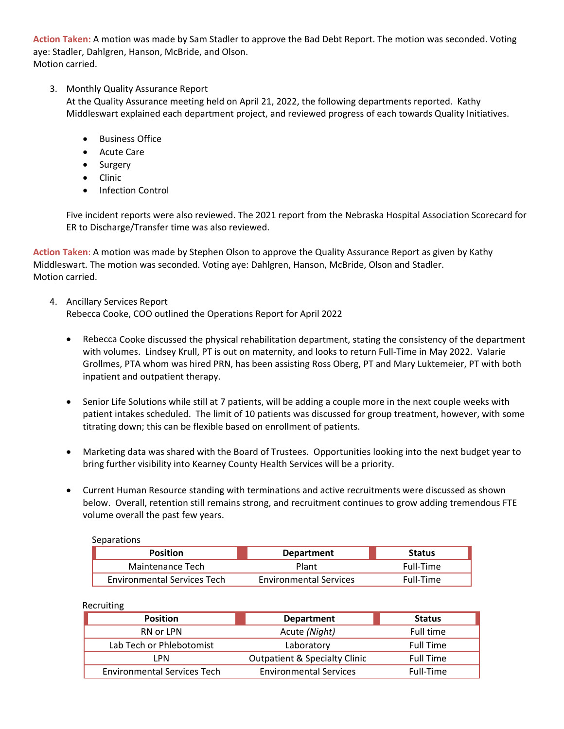**Action Taken:** A motion was made by Sam Stadler to approve the Bad Debt Report. The motion was seconded. Voting aye: Stadler, Dahlgren, Hanson, McBride, and Olson.
Motion carried.

3. Monthly Quality Assurance Report
   At the Quality Assurance meeting held on April 21, 2022, the following departments reported. Kathy Middleswart explained each department project, and reviewed progress of each towards Quality Initiatives.

   - Business Office
   - Acute Care
   - Surgery
   - Clinic
   - Infection Control

   Five incident reports were also reviewed. The 2021 report from the Nebraska Hospital Association Scorecard for ER to Discharge/Transfer time was also reviewed.

**Action Taken**: A motion was made by Stephen Olson to approve the Quality Assurance Report as given by Kathy Middleswart. The motion was seconded. Voting aye: Dahlgren, Hanson, McBride, Olson and Stadler.
Motion carried.

4. Ancillary Services Report
   Rebecca Cooke, COO outlined the Operations Report for April 2022

   - Rebecca Cooke discussed the physical rehabilitation department, stating the consistency of the department with volumes. Lindsey Krull, PT is out on maternity, and looks to return Full-Time in May 2022. Valarie Grollmes, PTA whom was hired PRN, has been assisting Ross Oberg, PT and Mary Luktemeier, PT with both inpatient and outpatient therapy.

   - Senior Life Solutions while still at 7 patients, will be adding a couple more in the next couple weeks with patient intakes scheduled. The limit of 10 patients was discussed for group treatment, however, with some titrating down; this can be flexible based on enrollment of patients.

   - Marketing data was shared with the Board of Trustees. Opportunities looking into the next budget year to bring further visibility into Kearney County Health Services will be a priority.

   - Current Human Resource standing with terminations and active recruitments were discussed as shown below. Overall, retention still remains strong, and recruitment continues to grow adding tremendous FTE volume overall the past few years.

Separations

| Position | Department | Status |
|---|---|---|
| Maintenance Tech | Plant | Full-Time |
| Environmental Services Tech | Environmental Services | Full-Time |

Recruiting

| Position | Department | Status |
|---|---|---|
| RN or LPN | Acute *(Night)* | Full time |
| Lab Tech or Phlebotomist | Laboratory | Full Time |
| LPN | Outpatient & Specialty Clinic | Full Time |
| Environmental Services Tech | Environmental Services | Full-Time |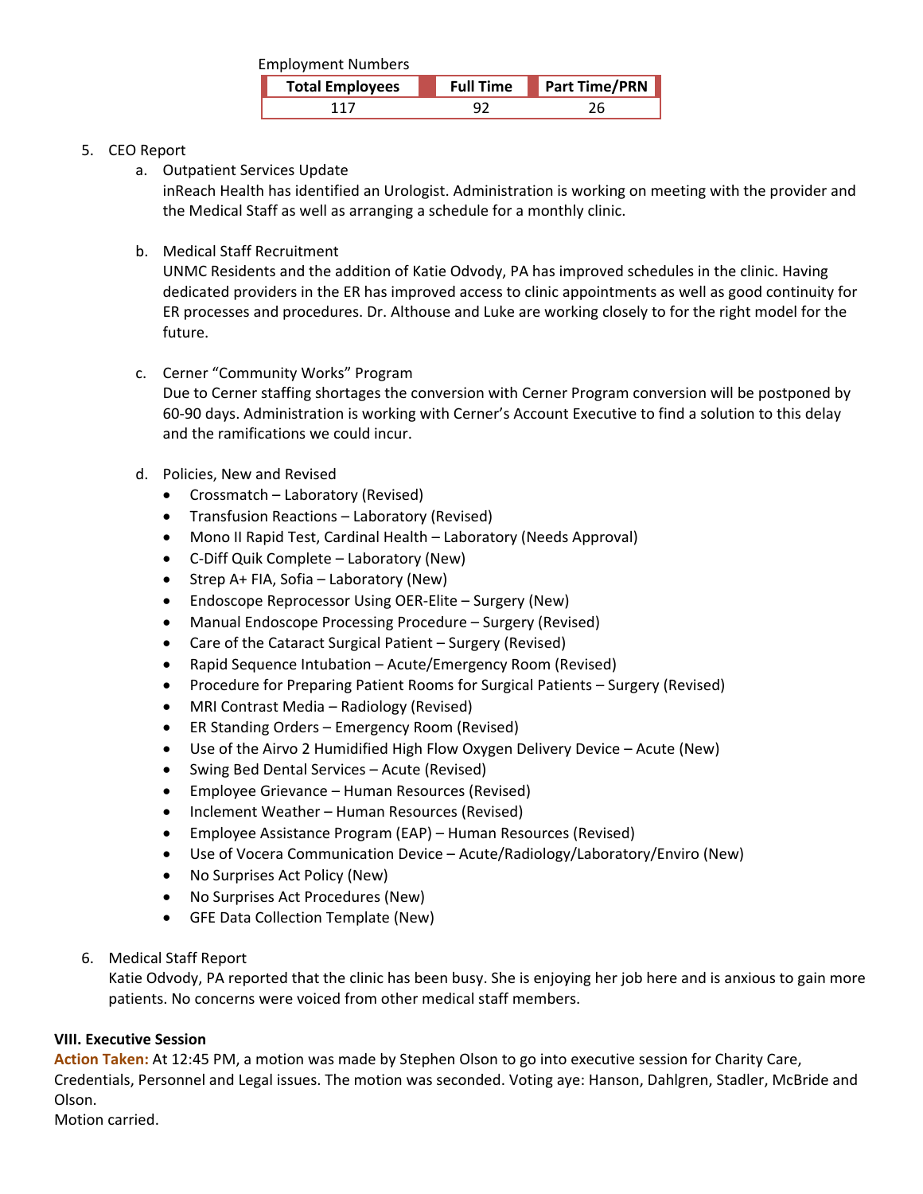Employment Numbers

| Total Employees | Full Time | Part Time/PRN |
|---|---|---|
| 117 | 92 | 26 |

5. CEO Report
   a. Outpatient Services Update
      inReach Health has identified an Urologist. Administration is working on meeting with the provider and the Medical Staff as well as arranging a schedule for a monthly clinic.

   b. Medical Staff Recruitment
      UNMC Residents and the addition of Katie Odvody, PA has improved schedules in the clinic. Having dedicated providers in the ER has improved access to clinic appointments as well as good continuity for ER processes and procedures. Dr. Althouse and Luke are working closely to for the right model for the future.

   c. Cerner "Community Works" Program
      Due to Cerner staffing shortages the conversion with Cerner Program conversion will be postponed by 60-90 days. Administration is working with Cerner's Account Executive to find a solution to this delay and the ramifications we could incur.

   d. Policies, New and Revised
      - Crossmatch – Laboratory (Revised)
      - Transfusion Reactions – Laboratory (Revised)
      - Mono II Rapid Test, Cardinal Health – Laboratory (Needs Approval)
      - C-Diff Quik Complete – Laboratory (New)
      - Strep A+ FIA, Sofia – Laboratory (New)
      - Endoscope Reprocessor Using OER-Elite – Surgery (New)
      - Manual Endoscope Processing Procedure – Surgery (Revised)
      - Care of the Cataract Surgical Patient – Surgery (Revised)
      - Rapid Sequence Intubation – Acute/Emergency Room (Revised)
      - Procedure for Preparing Patient Rooms for Surgical Patients – Surgery (Revised)
      - MRI Contrast Media – Radiology (Revised)
      - ER Standing Orders – Emergency Room (Revised)
      - Use of the Airvo 2 Humidified High Flow Oxygen Delivery Device – Acute (New)
      - Swing Bed Dental Services – Acute (Revised)
      - Employee Grievance – Human Resources (Revised)
      - Inclement Weather – Human Resources (Revised)
      - Employee Assistance Program (EAP) – Human Resources (Revised)
      - Use of Vocera Communication Device – Acute/Radiology/Laboratory/Enviro (New)
      - No Surprises Act Policy (New)
      - No Surprises Act Procedures (New)
      - GFE Data Collection Template (New)

6. Medical Staff Report
   Katie Odvody, PA reported that the clinic has been busy. She is enjoying her job here and is anxious to gain more patients. No concerns were voiced from other medical staff members.

**VIII. Executive Session**

**Action Taken:** At 12:45 PM, a motion was made by Stephen Olson to go into executive session for Charity Care, Credentials, Personnel and Legal issues. The motion was seconded. Voting aye: Hanson, Dahlgren, Stadler, McBride and Olson.
Motion carried.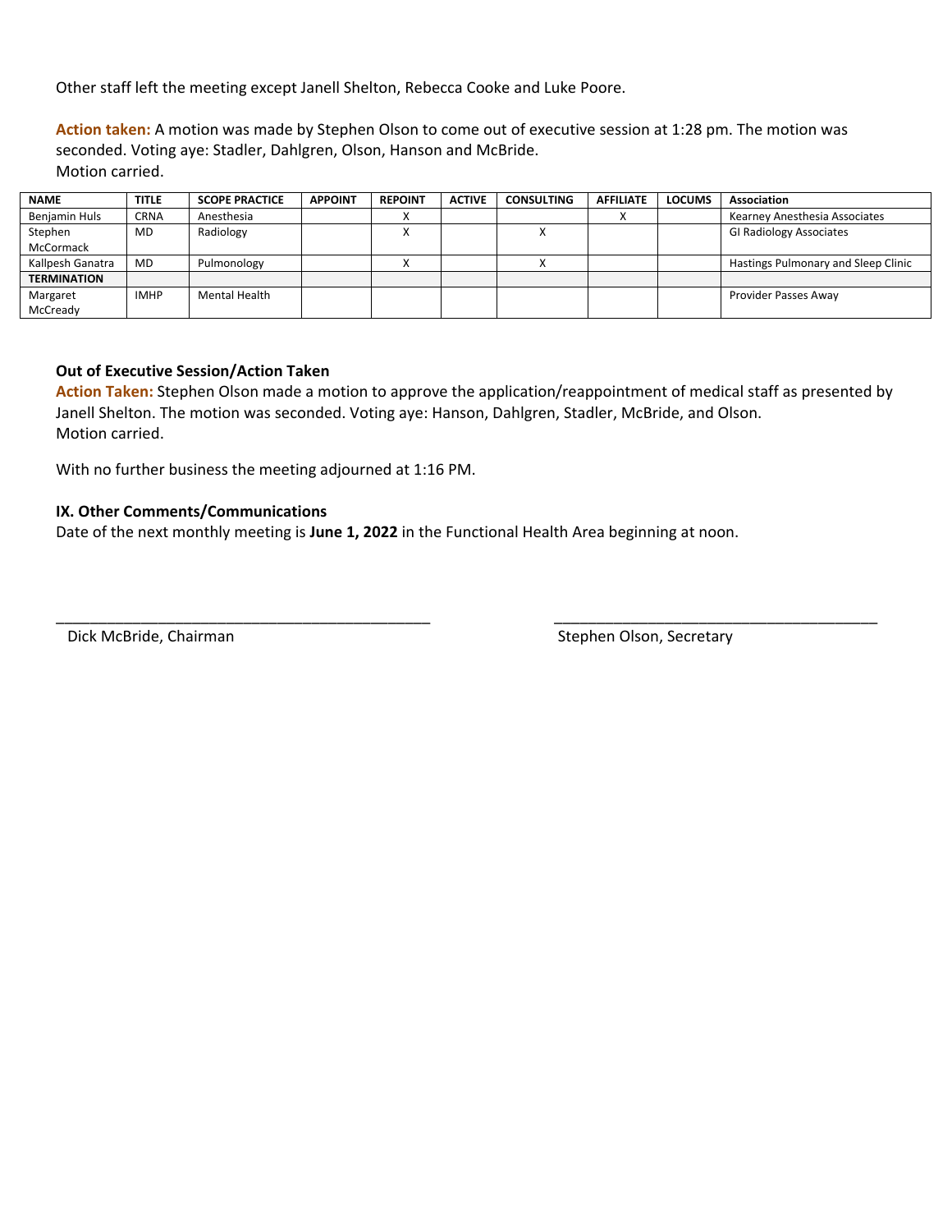Other staff left the meeting except Janell Shelton, Rebecca Cooke and Luke Poore.

**Action taken:** A motion was made by Stephen Olson to come out of executive session at 1:28 pm. The motion was seconded. Voting aye: Stadler, Dahlgren, Olson, Hanson and McBride.
Motion carried.

| NAME | TITLE | SCOPE PRACTICE | APPOINT | REPOINT | ACTIVE | CONSULTING | AFFILIATE | LOCUMS | Association |
|---|---|---|---|---|---|---|---|---|---|
| Benjamin Huls | CRNA | Anesthesia | | X | | | X | | Kearney Anesthesia Associates |
| Stephen McCormack | MD | Radiology | | X | | X | | | GI Radiology Associates |
| Kallpesh Ganatra | MD | Pulmonology | | X | | X | | | Hastings Pulmonary and Sleep Clinic |
| **TERMINATION** | | | | | | | | | |
| Margaret McCready | IMHP | Mental Health | | | | | | | Provider Passes Away |

### Out of Executive Session/Action Taken

**Action Taken:** Stephen Olson made a motion to approve the application/reappointment of medical staff as presented by Janell Shelton. The motion was seconded. Voting aye: Hanson, Dahlgren, Stadler, McBride, and Olson.
Motion carried.

With no further business the meeting adjourned at 1:16 PM.

### IX. Other Comments/Communications

Date of the next monthly meeting is **June 1, 2022** in the Functional Health Area beginning at noon.

______________________________________________ Dick McBride, Chairman

_______________________________________ Stephen Olson, Secretary